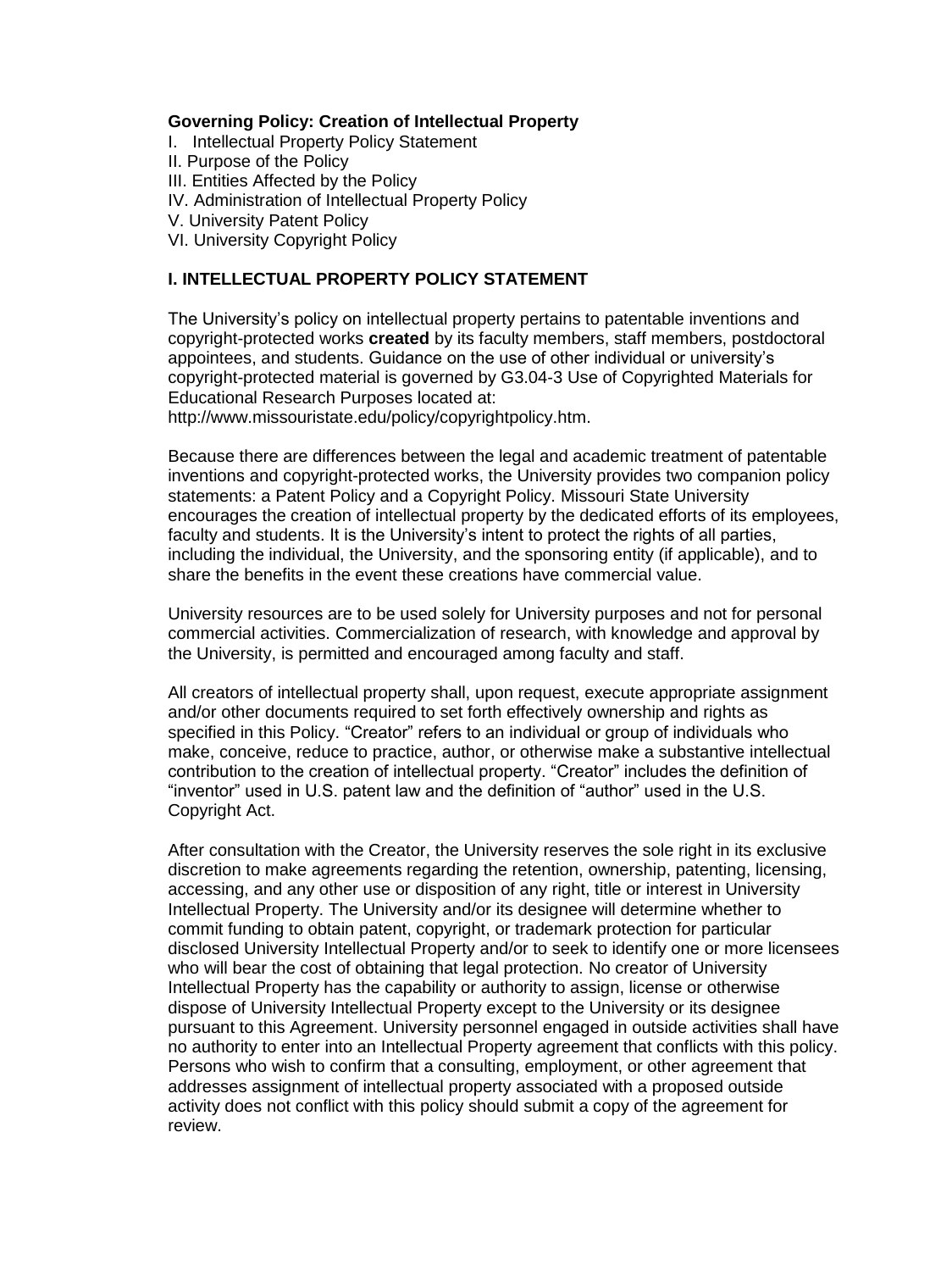**Governing Policy: Creation of Intellectual Property**

I. Intellectual Property Policy Statement
II. Purpose of the Policy
III. Entities Affected by the Policy
IV. Administration of Intellectual Property Policy
V. University Patent Policy
VI. University Copyright Policy

## I. INTELLECTUAL PROPERTY POLICY STATEMENT

The University's policy on intellectual property pertains to patentable inventions and copyright-protected works **created** by its faculty members, staff members, postdoctoral appointees, and students. Guidance on the use of other individual or university's copyright-protected material is governed by G3.04-3 Use of Copyrighted Materials for Educational Research Purposes located at: http://www.missouristate.edu/policy/copyrightpolicy.htm.

Because there are differences between the legal and academic treatment of patentable inventions and copyright-protected works, the University provides two companion policy statements: a Patent Policy and a Copyright Policy. Missouri State University encourages the creation of intellectual property by the dedicated efforts of its employees, faculty and students. It is the University's intent to protect the rights of all parties, including the individual, the University, and the sponsoring entity (if applicable), and to share the benefits in the event these creations have commercial value.

University resources are to be used solely for University purposes and not for personal commercial activities. Commercialization of research, with knowledge and approval by the University, is permitted and encouraged among faculty and staff.

All creators of intellectual property shall, upon request, execute appropriate assignment and/or other documents required to set forth effectively ownership and rights as specified in this Policy. "Creator" refers to an individual or group of individuals who make, conceive, reduce to practice, author, or otherwise make a substantive intellectual contribution to the creation of intellectual property. "Creator" includes the definition of "inventor" used in U.S. patent law and the definition of "author" used in the U.S. Copyright Act.

After consultation with the Creator, the University reserves the sole right in its exclusive discretion to make agreements regarding the retention, ownership, patenting, licensing, accessing, and any other use or disposition of any right, title or interest in University Intellectual Property. The University and/or its designee will determine whether to commit funding to obtain patent, copyright, or trademark protection for particular disclosed University Intellectual Property and/or to seek to identify one or more licensees who will bear the cost of obtaining that legal protection. No creator of University Intellectual Property has the capability or authority to assign, license or otherwise dispose of University Intellectual Property except to the University or its designee pursuant to this Agreement. University personnel engaged in outside activities shall have no authority to enter into an Intellectual Property agreement that conflicts with this policy. Persons who wish to confirm that a consulting, employment, or other agreement that addresses assignment of intellectual property associated with a proposed outside activity does not conflict with this policy should submit a copy of the agreement for review.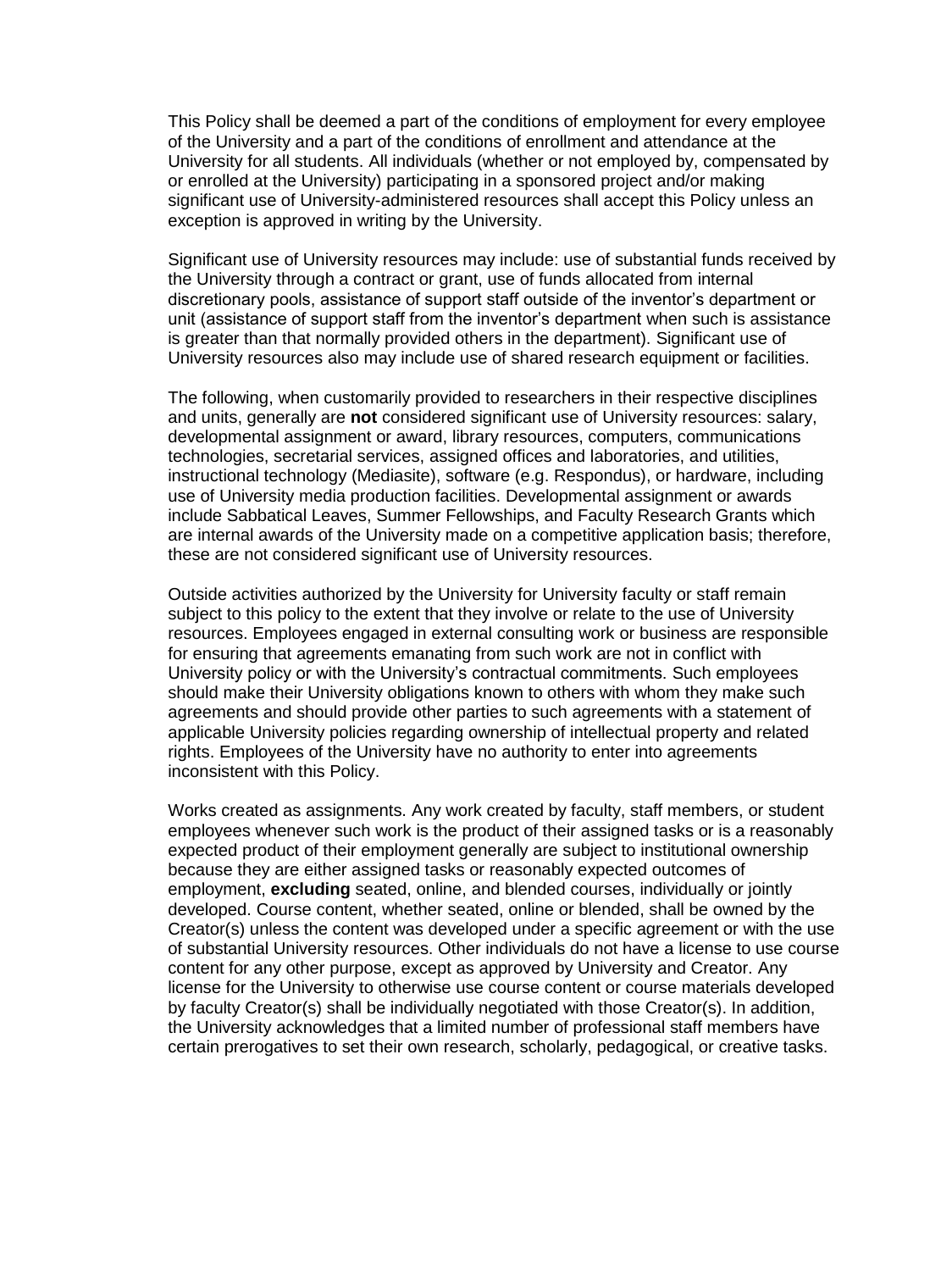This Policy shall be deemed a part of the conditions of employment for every employee of the University and a part of the conditions of enrollment and attendance at the University for all students. All individuals (whether or not employed by, compensated by or enrolled at the University) participating in a sponsored project and/or making significant use of University-administered resources shall accept this Policy unless an exception is approved in writing by the University.

Significant use of University resources may include: use of substantial funds received by the University through a contract or grant, use of funds allocated from internal discretionary pools, assistance of support staff outside of the inventor's department or unit (assistance of support staff from the inventor's department when such is assistance is greater than that normally provided others in the department). Significant use of University resources also may include use of shared research equipment or facilities.

The following, when customarily provided to researchers in their respective disciplines and units, generally are **not** considered significant use of University resources: salary, developmental assignment or award, library resources, computers, communications technologies, secretarial services, assigned offices and laboratories, and utilities, instructional technology (Mediasite), software (e.g. Respondus), or hardware, including use of University media production facilities. Developmental assignment or awards include Sabbatical Leaves, Summer Fellowships, and Faculty Research Grants which are internal awards of the University made on a competitive application basis; therefore, these are not considered significant use of University resources.

Outside activities authorized by the University for University faculty or staff remain subject to this policy to the extent that they involve or relate to the use of University resources. Employees engaged in external consulting work or business are responsible for ensuring that agreements emanating from such work are not in conflict with University policy or with the University's contractual commitments. Such employees should make their University obligations known to others with whom they make such agreements and should provide other parties to such agreements with a statement of applicable University policies regarding ownership of intellectual property and related rights. Employees of the University have no authority to enter into agreements inconsistent with this Policy.

Works created as assignments. Any work created by faculty, staff members, or student employees whenever such work is the product of their assigned tasks or is a reasonably expected product of their employment generally are subject to institutional ownership because they are either assigned tasks or reasonably expected outcomes of employment, **excluding** seated, online, and blended courses, individually or jointly developed. Course content, whether seated, online or blended, shall be owned by the Creator(s) unless the content was developed under a specific agreement or with the use of substantial University resources. Other individuals do not have a license to use course content for any other purpose, except as approved by University and Creator. Any license for the University to otherwise use course content or course materials developed by faculty Creator(s) shall be individually negotiated with those Creator(s). In addition, the University acknowledges that a limited number of professional staff members have certain prerogatives to set their own research, scholarly, pedagogical, or creative tasks.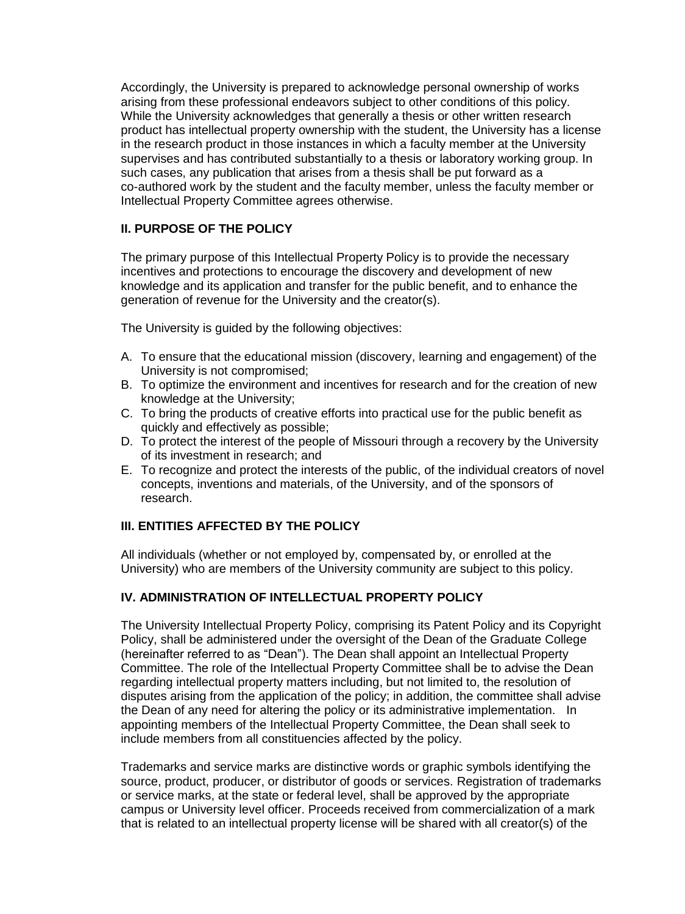Accordingly, the University is prepared to acknowledge personal ownership of works arising from these professional endeavors subject to other conditions of this policy. While the University acknowledges that generally a thesis or other written research product has intellectual property ownership with the student, the University has a license in the research product in those instances in which a faculty member at the University supervises and has contributed substantially to a thesis or laboratory working group. In such cases, any publication that arises from a thesis shall be put forward as a co-authored work by the student and the faculty member, unless the faculty member or Intellectual Property Committee agrees otherwise.

## II. PURPOSE OF THE POLICY

The primary purpose of this Intellectual Property Policy is to provide the necessary incentives and protections to encourage the discovery and development of new knowledge and its application and transfer for the public benefit, and to enhance the generation of revenue for the University and the creator(s).

The University is guided by the following objectives:

A. To ensure that the educational mission (discovery, learning and engagement) of the University is not compromised;
B. To optimize the environment and incentives for research and for the creation of new knowledge at the University;
C. To bring the products of creative efforts into practical use for the public benefit as quickly and effectively as possible;
D. To protect the interest of the people of Missouri through a recovery by the University of its investment in research; and
E. To recognize and protect the interests of the public, of the individual creators of novel concepts, inventions and materials, of the University, and of the sponsors of research.

## III. ENTITIES AFFECTED BY THE POLICY

All individuals (whether or not employed by, compensated by, or enrolled at the University) who are members of the University community are subject to this policy.

## IV. ADMINISTRATION OF INTELLECTUAL PROPERTY POLICY

The University Intellectual Property Policy, comprising its Patent Policy and its Copyright Policy, shall be administered under the oversight of the Dean of the Graduate College (hereinafter referred to as "Dean"). The Dean shall appoint an Intellectual Property Committee. The role of the Intellectual Property Committee shall be to advise the Dean regarding intellectual property matters including, but not limited to, the resolution of disputes arising from the application of the policy; in addition, the committee shall advise the Dean of any need for altering the policy or its administrative implementation. In appointing members of the Intellectual Property Committee, the Dean shall seek to include members from all constituencies affected by the policy.

Trademarks and service marks are distinctive words or graphic symbols identifying the source, product, producer, or distributor of goods or services. Registration of trademarks or service marks, at the state or federal level, shall be approved by the appropriate campus or University level officer. Proceeds received from commercialization of a mark that is related to an intellectual property license will be shared with all creator(s) of the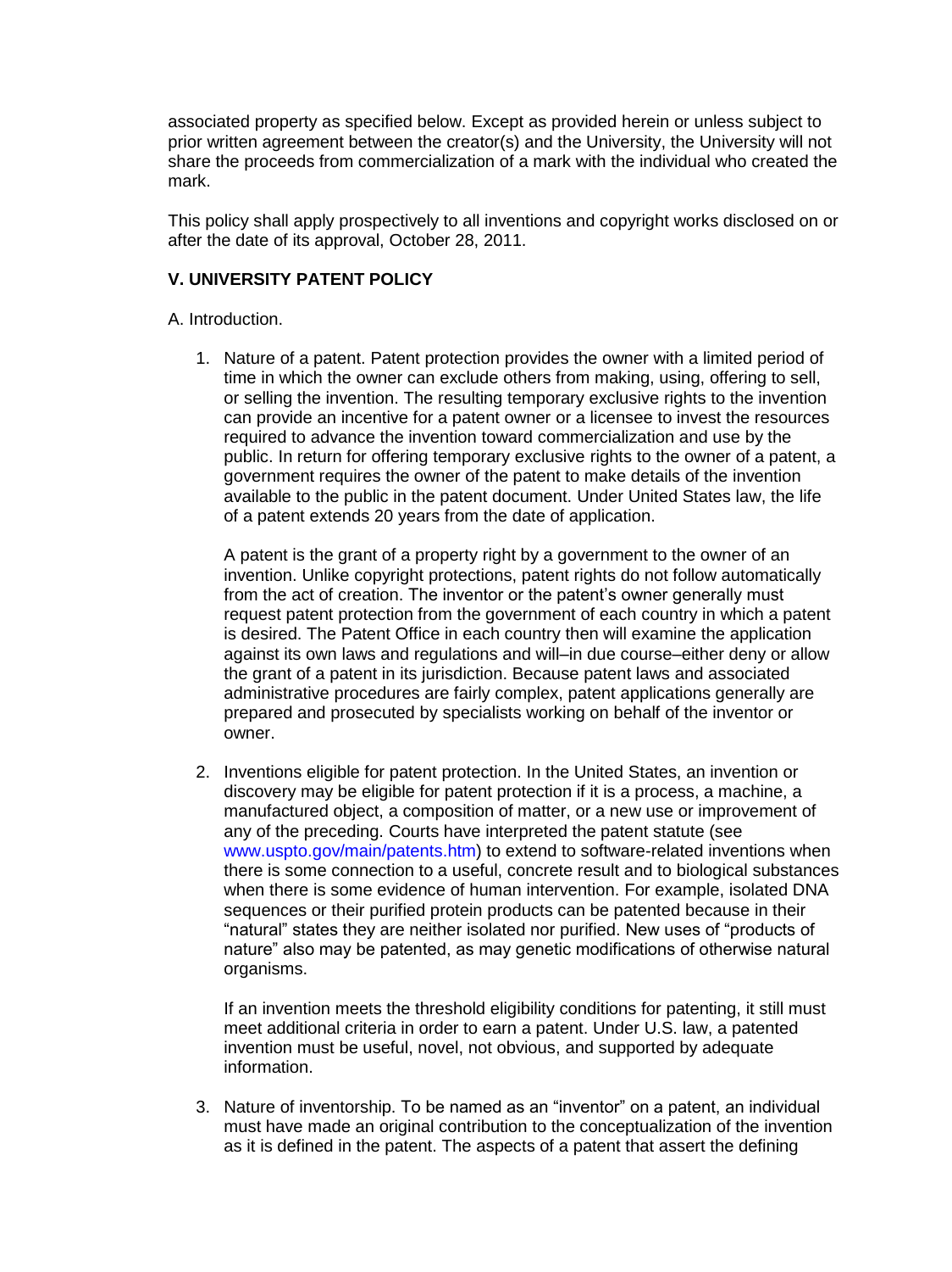associated property as specified below. Except as provided herein or unless subject to prior written agreement between the creator(s) and the University, the University will not share the proceeds from commercialization of a mark with the individual who created the mark.

This policy shall apply prospectively to all inventions and copyright works disclosed on or after the date of its approval, October 28, 2011.

## V. UNIVERSITY PATENT POLICY

A. Introduction.

1. Nature of a patent. Patent protection provides the owner with a limited period of time in which the owner can exclude others from making, using, offering to sell, or selling the invention. The resulting temporary exclusive rights to the invention can provide an incentive for a patent owner or a licensee to invest the resources required to advance the invention toward commercialization and use by the public. In return for offering temporary exclusive rights to the owner of a patent, a government requires the owner of the patent to make details of the invention available to the public in the patent document. Under United States law, the life of a patent extends 20 years from the date of application.

   A patent is the grant of a property right by a government to the owner of an invention. Unlike copyright protections, patent rights do not follow automatically from the act of creation. The inventor or the patent's owner generally must request patent protection from the government of each country in which a patent is desired. The Patent Office in each country then will examine the application against its own laws and regulations and will–in due course–either deny or allow the grant of a patent in its jurisdiction. Because patent laws and associated administrative procedures are fairly complex, patent applications generally are prepared and prosecuted by specialists working on behalf of the inventor or owner.

2. Inventions eligible for patent protection. In the United States, an invention or discovery may be eligible for patent protection if it is a process, a machine, a manufactured object, a composition of matter, or a new use or improvement of any of the preceding. Courts have interpreted the patent statute (see www.uspto.gov/main/patents.htm) to extend to software-related inventions when there is some connection to a useful, concrete result and to biological substances when there is some evidence of human intervention. For example, isolated DNA sequences or their purified protein products can be patented because in their "natural" states they are neither isolated nor purified. New uses of "products of nature" also may be patented, as may genetic modifications of otherwise natural organisms.

   If an invention meets the threshold eligibility conditions for patenting, it still must meet additional criteria in order to earn a patent. Under U.S. law, a patented invention must be useful, novel, not obvious, and supported by adequate information.

3. Nature of inventorship. To be named as an "inventor" on a patent, an individual must have made an original contribution to the conceptualization of the invention as it is defined in the patent. The aspects of a patent that assert the defining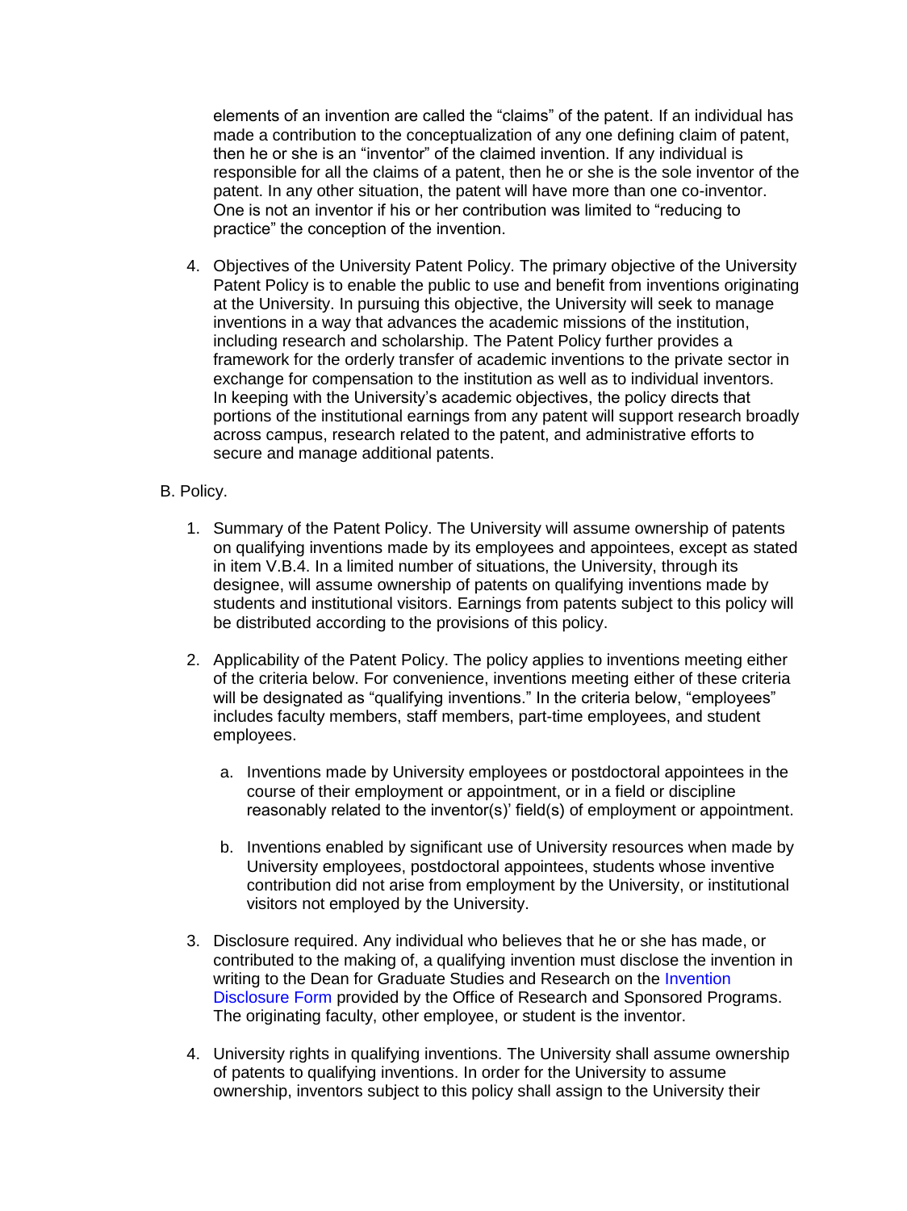elements of an invention are called the "claims" of the patent. If an individual has made a contribution to the conceptualization of any one defining claim of patent, then he or she is an "inventor" of the claimed invention. If any individual is responsible for all the claims of a patent, then he or she is the sole inventor of the patent. In any other situation, the patent will have more than one co-inventor. One is not an inventor if his or her contribution was limited to "reducing to practice" the conception of the invention.

4. Objectives of the University Patent Policy. The primary objective of the University Patent Policy is to enable the public to use and benefit from inventions originating at the University. In pursuing this objective, the University will seek to manage inventions in a way that advances the academic missions of the institution, including research and scholarship. The Patent Policy further provides a framework for the orderly transfer of academic inventions to the private sector in exchange for compensation to the institution as well as to individual inventors. In keeping with the University's academic objectives, the policy directs that portions of the institutional earnings from any patent will support research broadly across campus, research related to the patent, and administrative efforts to secure and manage additional patents.

B. Policy.

1. Summary of the Patent Policy. The University will assume ownership of patents on qualifying inventions made by its employees and appointees, except as stated in item V.B.4. In a limited number of situations, the University, through its designee, will assume ownership of patents on qualifying inventions made by students and institutional visitors. Earnings from patents subject to this policy will be distributed according to the provisions of this policy.

2. Applicability of the Patent Policy. The policy applies to inventions meeting either of the criteria below. For convenience, inventions meeting either of these criteria will be designated as "qualifying inventions." In the criteria below, "employees" includes faculty members, staff members, part-time employees, and student employees.

   a. Inventions made by University employees or postdoctoral appointees in the course of their employment or appointment, or in a field or discipline reasonably related to the inventor(s)' field(s) of employment or appointment.

   b. Inventions enabled by significant use of University resources when made by University employees, postdoctoral appointees, students whose inventive contribution did not arise from employment by the University, or institutional visitors not employed by the University.

3. Disclosure required. Any individual who believes that he or she has made, or contributed to the making of, a qualifying invention must disclose the invention in writing to the Dean for Graduate Studies and Research on the Invention Disclosure Form provided by the Office of Research and Sponsored Programs. The originating faculty, other employee, or student is the inventor.

4. University rights in qualifying inventions. The University shall assume ownership of patents to qualifying inventions. In order for the University to assume ownership, inventors subject to this policy shall assign to the University their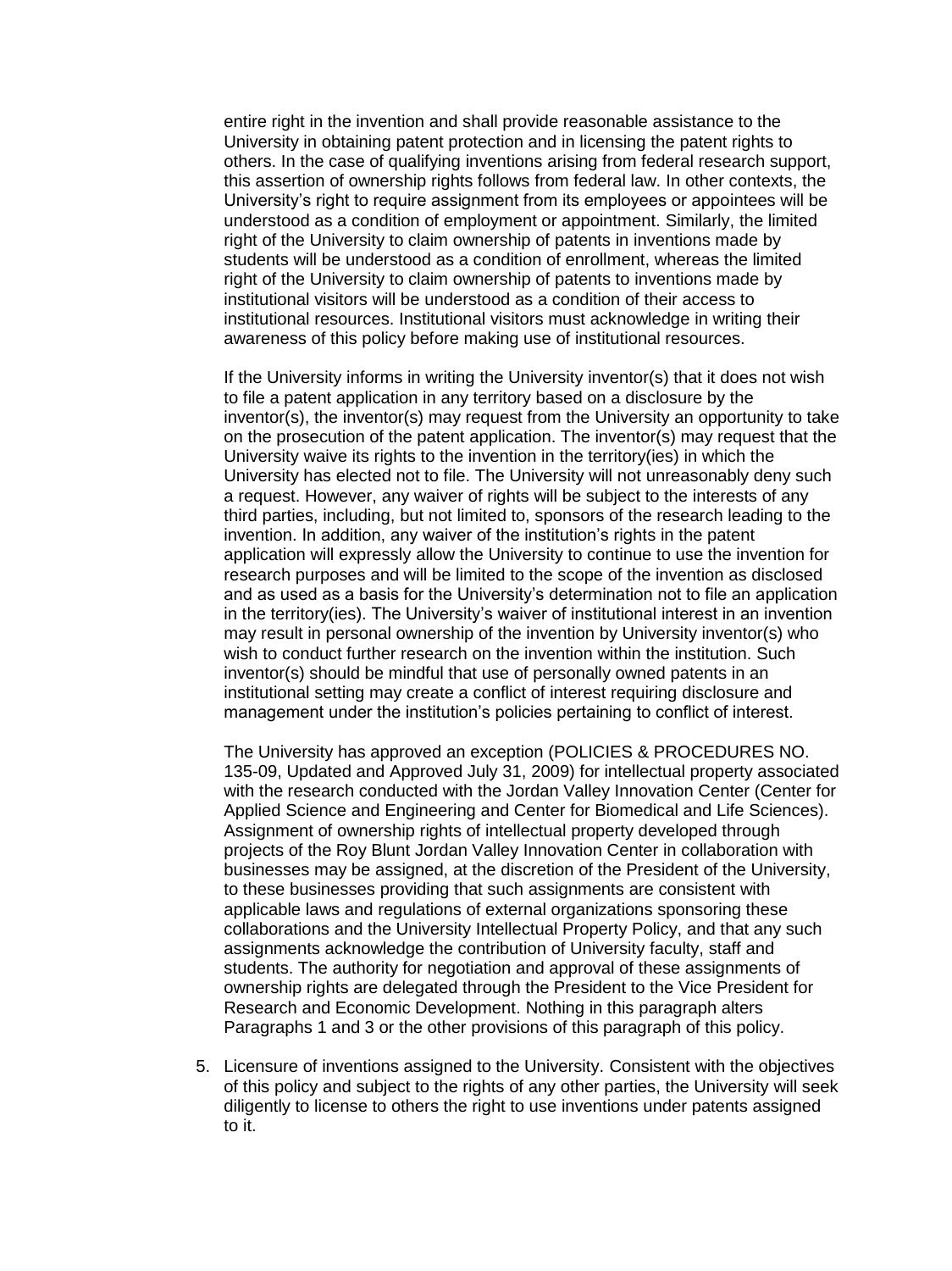entire right in the invention and shall provide reasonable assistance to the University in obtaining patent protection and in licensing the patent rights to others. In the case of qualifying inventions arising from federal research support, this assertion of ownership rights follows from federal law. In other contexts, the University's right to require assignment from its employees or appointees will be understood as a condition of employment or appointment. Similarly, the limited right of the University to claim ownership of patents in inventions made by students will be understood as a condition of enrollment, whereas the limited right of the University to claim ownership of patents to inventions made by institutional visitors will be understood as a condition of their access to institutional resources. Institutional visitors must acknowledge in writing their awareness of this policy before making use of institutional resources.

If the University informs in writing the University inventor(s) that it does not wish to file a patent application in any territory based on a disclosure by the inventor(s), the inventor(s) may request from the University an opportunity to take on the prosecution of the patent application. The inventor(s) may request that the University waive its rights to the invention in the territory(ies) in which the University has elected not to file. The University will not unreasonably deny such a request. However, any waiver of rights will be subject to the interests of any third parties, including, but not limited to, sponsors of the research leading to the invention. In addition, any waiver of the institution's rights in the patent application will expressly allow the University to continue to use the invention for research purposes and will be limited to the scope of the invention as disclosed and as used as a basis for the University's determination not to file an application in the territory(ies). The University's waiver of institutional interest in an invention may result in personal ownership of the invention by University inventor(s) who wish to conduct further research on the invention within the institution. Such inventor(s) should be mindful that use of personally owned patents in an institutional setting may create a conflict of interest requiring disclosure and management under the institution's policies pertaining to conflict of interest.

The University has approved an exception (POLICIES & PROCEDURES NO. 135-09, Updated and Approved July 31, 2009) for intellectual property associated with the research conducted with the Jordan Valley Innovation Center (Center for Applied Science and Engineering and Center for Biomedical and Life Sciences). Assignment of ownership rights of intellectual property developed through projects of the Roy Blunt Jordan Valley Innovation Center in collaboration with businesses may be assigned, at the discretion of the President of the University, to these businesses providing that such assignments are consistent with applicable laws and regulations of external organizations sponsoring these collaborations and the University Intellectual Property Policy, and that any such assignments acknowledge the contribution of University faculty, staff and students. The authority for negotiation and approval of these assignments of ownership rights are delegated through the President to the Vice President for Research and Economic Development. Nothing in this paragraph alters Paragraphs 1 and 3 or the other provisions of this paragraph of this policy.

5. Licensure of inventions assigned to the University. Consistent with the objectives of this policy and subject to the rights of any other parties, the University will seek diligently to license to others the right to use inventions under patents assigned to it.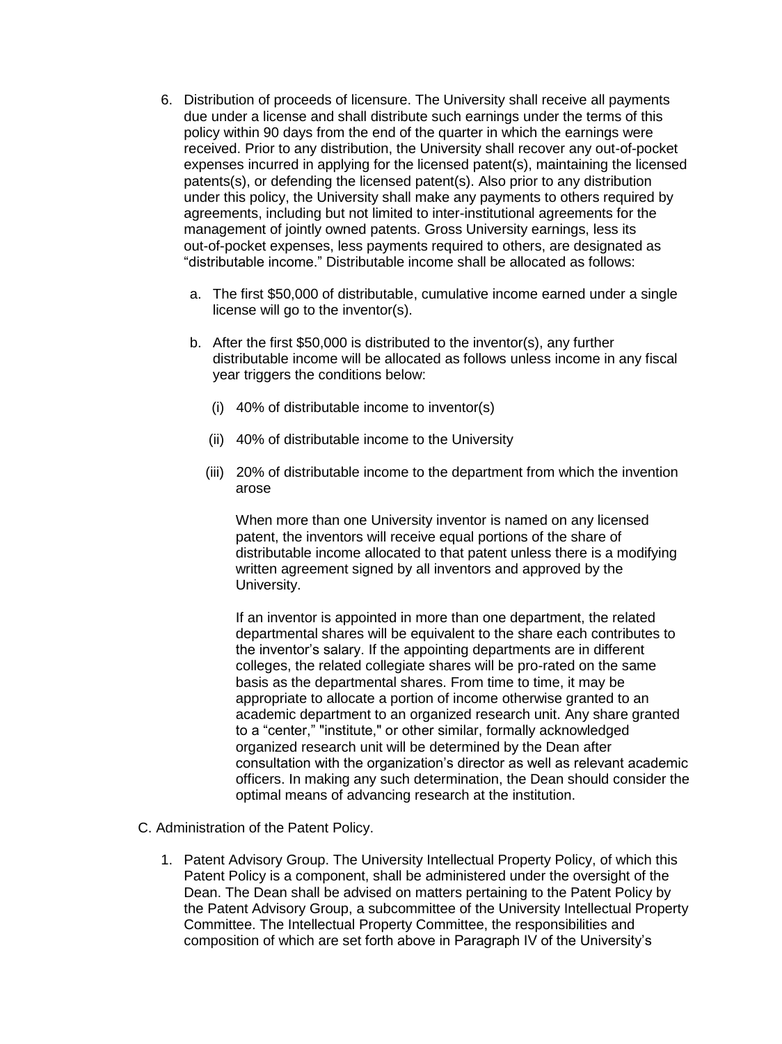6. Distribution of proceeds of licensure. The University shall receive all payments due under a license and shall distribute such earnings under the terms of this policy within 90 days from the end of the quarter in which the earnings were received. Prior to any distribution, the University shall recover any out-of-pocket expenses incurred in applying for the licensed patent(s), maintaining the licensed patents(s), or defending the licensed patent(s). Also prior to any distribution under this policy, the University shall make any payments to others required by agreements, including but not limited to inter-institutional agreements for the management of jointly owned patents. Gross University earnings, less its out-of-pocket expenses, less payments required to others, are designated as "distributable income." Distributable income shall be allocated as follows:

   a. The first $50,000 of distributable, cumulative income earned under a single license will go to the inventor(s).

   b. After the first $50,000 is distributed to the inventor(s), any further distributable income will be allocated as follows unless income in any fiscal year triggers the conditions below:

      (i) 40% of distributable income to inventor(s)

      (ii) 40% of distributable income to the University

      (iii) 20% of distributable income to the department from which the invention arose

      When more than one University inventor is named on any licensed patent, the inventors will receive equal portions of the share of distributable income allocated to that patent unless there is a modifying written agreement signed by all inventors and approved by the University.

      If an inventor is appointed in more than one department, the related departmental shares will be equivalent to the share each contributes to the inventor's salary. If the appointing departments are in different colleges, the related collegiate shares will be pro-rated on the same basis as the departmental shares. From time to time, it may be appropriate to allocate a portion of income otherwise granted to an academic department to an organized research unit. Any share granted to a "center," "institute," or other similar, formally acknowledged organized research unit will be determined by the Dean after consultation with the organization's director as well as relevant academic officers. In making any such determination, the Dean should consider the optimal means of advancing research at the institution.

C. Administration of the Patent Policy.

1. Patent Advisory Group. The University Intellectual Property Policy, of which this Patent Policy is a component, shall be administered under the oversight of the Dean. The Dean shall be advised on matters pertaining to the Patent Policy by the Patent Advisory Group, a subcommittee of the University Intellectual Property Committee. The Intellectual Property Committee, the responsibilities and composition of which are set forth above in Paragraph IV of the University's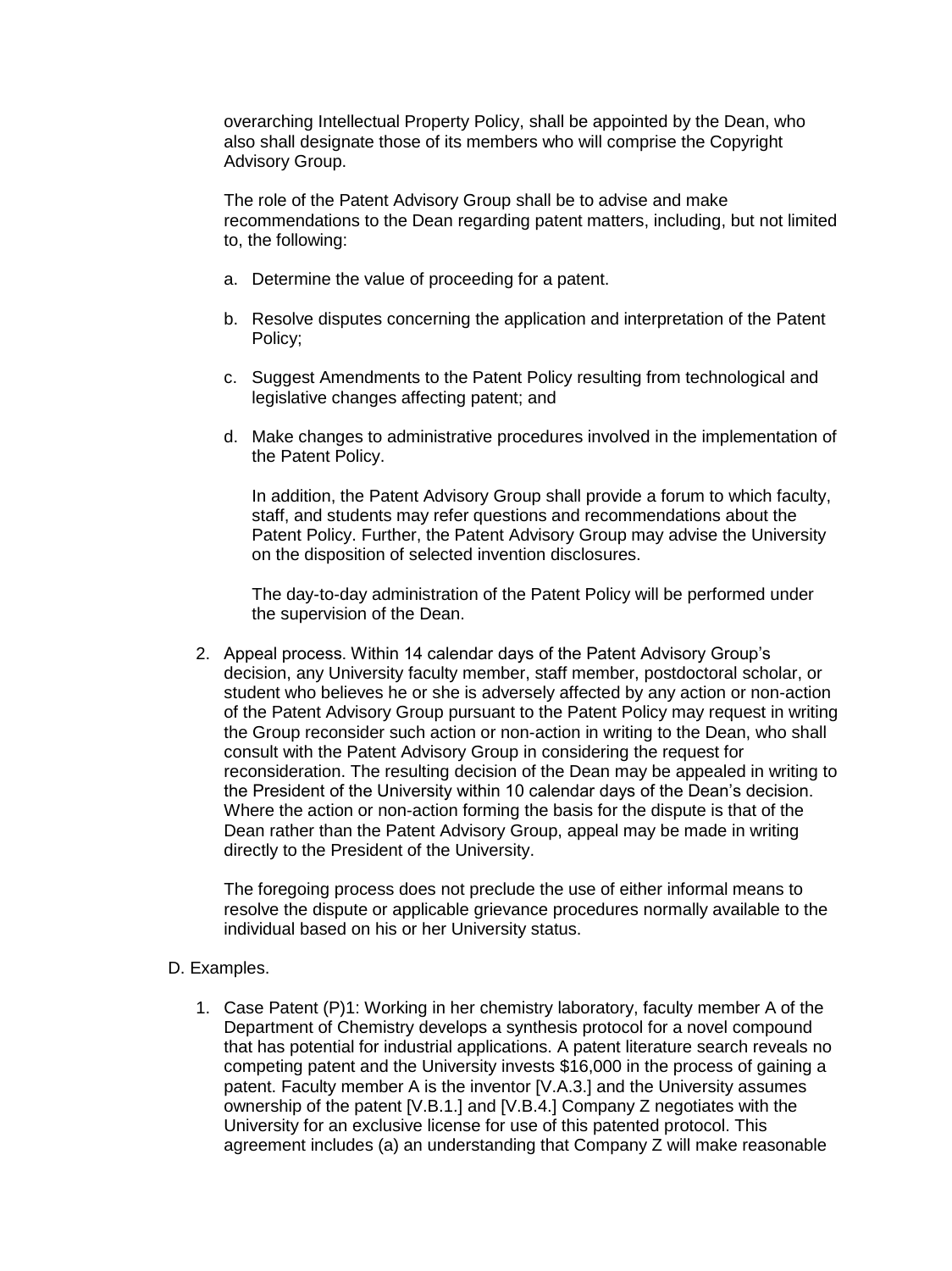overarching Intellectual Property Policy, shall be appointed by the Dean, who also shall designate those of its members who will comprise the Copyright Advisory Group.

The role of the Patent Advisory Group shall be to advise and make recommendations to the Dean regarding patent matters, including, but not limited to, the following:

a. Determine the value of proceeding for a patent.

b. Resolve disputes concerning the application and interpretation of the Patent Policy;

c. Suggest Amendments to the Patent Policy resulting from technological and legislative changes affecting patent; and

d. Make changes to administrative procedures involved in the implementation of the Patent Policy.

   In addition, the Patent Advisory Group shall provide a forum to which faculty, staff, and students may refer questions and recommendations about the Patent Policy. Further, the Patent Advisory Group may advise the University on the disposition of selected invention disclosures.

   The day-to-day administration of the Patent Policy will be performed under the supervision of the Dean.

2. Appeal process. Within 14 calendar days of the Patent Advisory Group's decision, any University faculty member, staff member, postdoctoral scholar, or student who believes he or she is adversely affected by any action or non-action of the Patent Advisory Group pursuant to the Patent Policy may request in writing the Group reconsider such action or non-action in writing to the Dean, who shall consult with the Patent Advisory Group in considering the request for reconsideration. The resulting decision of the Dean may be appealed in writing to the President of the University within 10 calendar days of the Dean's decision. Where the action or non-action forming the basis for the dispute is that of the Dean rather than the Patent Advisory Group, appeal may be made in writing directly to the President of the University.

   The foregoing process does not preclude the use of either informal means to resolve the dispute or applicable grievance procedures normally available to the individual based on his or her University status.

D. Examples.

1. Case Patent (P)1: Working in her chemistry laboratory, faculty member A of the Department of Chemistry develops a synthesis protocol for a novel compound that has potential for industrial applications. A patent literature search reveals no competing patent and the University invests $16,000 in the process of gaining a patent. Faculty member A is the inventor [V.A.3.] and the University assumes ownership of the patent [V.B.1.] and [V.B.4.] Company Z negotiates with the University for an exclusive license for use of this patented protocol. This agreement includes (a) an understanding that Company Z will make reasonable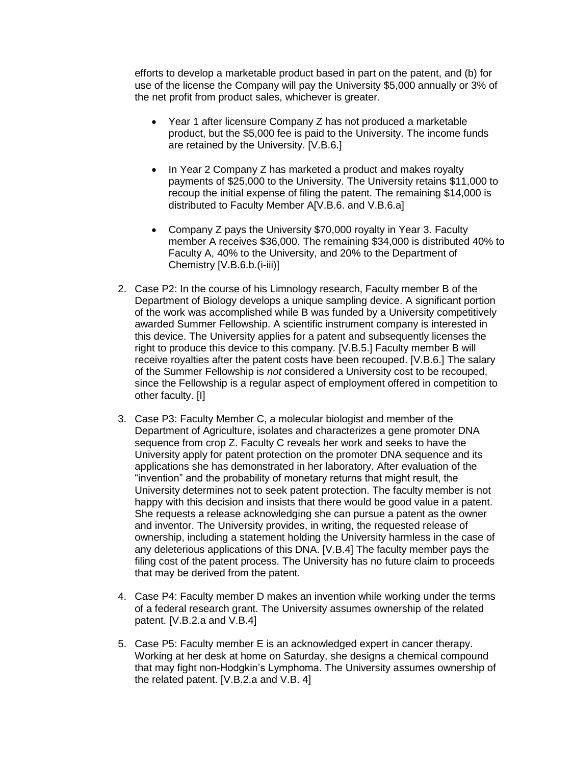efforts to develop a marketable product based in part on the patent, and (b) for use of the license the Company will pay the University $5,000 annually or 3% of the net profit from product sales, whichever is greater.

- Year 1 after licensure Company Z has not produced a marketable product, but the $5,000 fee is paid to the University. The income funds are retained by the University. [V.B.6.]

- In Year 2 Company Z has marketed a product and makes royalty payments of $25,000 to the University. The University retains $11,000 to recoup the initial expense of filing the patent. The remaining $14,000 is distributed to Faculty Member A[V.B.6. and V.B.6.a]

- Company Z pays the University $70,000 royalty in Year 3. Faculty member A receives $36,000. The remaining $34,000 is distributed 40% to Faculty A, 40% to the University, and 20% to the Department of Chemistry [V.B.6.b.(i-iii)]

2. Case P2: In the course of his Limnology research, Faculty member B of the Department of Biology develops a unique sampling device. A significant portion of the work was accomplished while B was funded by a University competitively awarded Summer Fellowship. A scientific instrument company is interested in this device. The University applies for a patent and subsequently licenses the right to produce this device to this company. [V.B.5.] Faculty member B will receive royalties after the patent costs have been recouped. [V.B.6.] The salary of the Summer Fellowship is *not* considered a University cost to be recouped, since the Fellowship is a regular aspect of employment offered in competition to other faculty. [I]

3. Case P3: Faculty Member C, a molecular biologist and member of the Department of Agriculture, isolates and characterizes a gene promoter DNA sequence from crop Z. Faculty C reveals her work and seeks to have the University apply for patent protection on the promoter DNA sequence and its applications she has demonstrated in her laboratory. After evaluation of the "invention" and the probability of monetary returns that might result, the University determines not to seek patent protection. The faculty member is not happy with this decision and insists that there would be good value in a patent. She requests a release acknowledging she can pursue a patent as the owner and inventor. The University provides, in writing, the requested release of ownership, including a statement holding the University harmless in the case of any deleterious applications of this DNA. [V.B.4] The faculty member pays the filing cost of the patent process. The University has no future claim to proceeds that may be derived from the patent.

4. Case P4: Faculty member D makes an invention while working under the terms of a federal research grant. The University assumes ownership of the related patent. [V.B.2.a and V.B.4]

5. Case P5: Faculty member E is an acknowledged expert in cancer therapy. Working at her desk at home on Saturday, she designs a chemical compound that may fight non-Hodgkin's Lymphoma. The University assumes ownership of the related patent. [V.B.2.a and V.B. 4]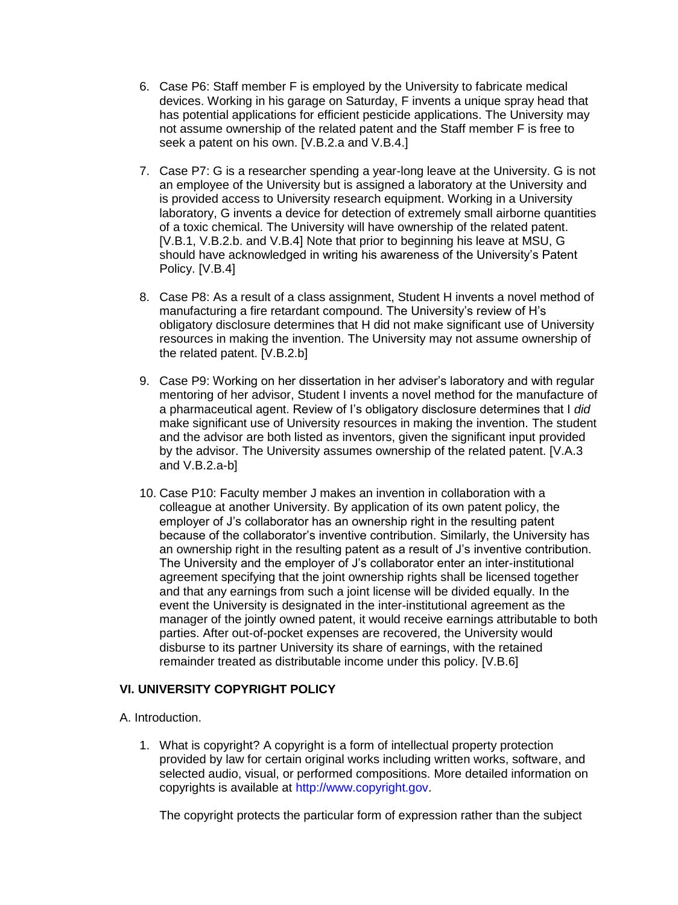6. Case P6: Staff member F is employed by the University to fabricate medical devices. Working in his garage on Saturday, F invents a unique spray head that has potential applications for efficient pesticide applications. The University may not assume ownership of the related patent and the Staff member F is free to seek a patent on his own. [V.B.2.a and V.B.4.]

7. Case P7: G is a researcher spending a year-long leave at the University. G is not an employee of the University but is assigned a laboratory at the University and is provided access to University research equipment. Working in a University laboratory, G invents a device for detection of extremely small airborne quantities of a toxic chemical. The University will have ownership of the related patent. [V.B.1, V.B.2.b. and V.B.4] Note that prior to beginning his leave at MSU, G should have acknowledged in writing his awareness of the University's Patent Policy. [V.B.4]

8. Case P8: As a result of a class assignment, Student H invents a novel method of manufacturing a fire retardant compound. The University's review of H's obligatory disclosure determines that H did not make significant use of University resources in making the invention. The University may not assume ownership of the related patent. [V.B.2.b]

9. Case P9: Working on her dissertation in her adviser's laboratory and with regular mentoring of her advisor, Student I invents a novel method for the manufacture of a pharmaceutical agent. Review of I's obligatory disclosure determines that I *did* make significant use of University resources in making the invention. The student and the advisor are both listed as inventors, given the significant input provided by the advisor. The University assumes ownership of the related patent. [V.A.3 and V.B.2.a-b]

10. Case P10: Faculty member J makes an invention in collaboration with a colleague at another University. By application of its own patent policy, the employer of J's collaborator has an ownership right in the resulting patent because of the collaborator's inventive contribution. Similarly, the University has an ownership right in the resulting patent as a result of J's inventive contribution. The University and the employer of J's collaborator enter an inter-institutional agreement specifying that the joint ownership rights shall be licensed together and that any earnings from such a joint license will be divided equally. In the event the University is designated in the inter-institutional agreement as the manager of the jointly owned patent, it would receive earnings attributable to both parties. After out-of-pocket expenses are recovered, the University would disburse to its partner University its share of earnings, with the retained remainder treated as distributable income under this policy. [V.B.6]

## VI. UNIVERSITY COPYRIGHT POLICY

A. Introduction.

1. What is copyright? A copyright is a form of intellectual property protection provided by law for certain original works including written works, software, and selected audio, visual, or performed compositions. More detailed information on copyrights is available at http://www.copyright.gov.

   The copyright protects the particular form of expression rather than the subject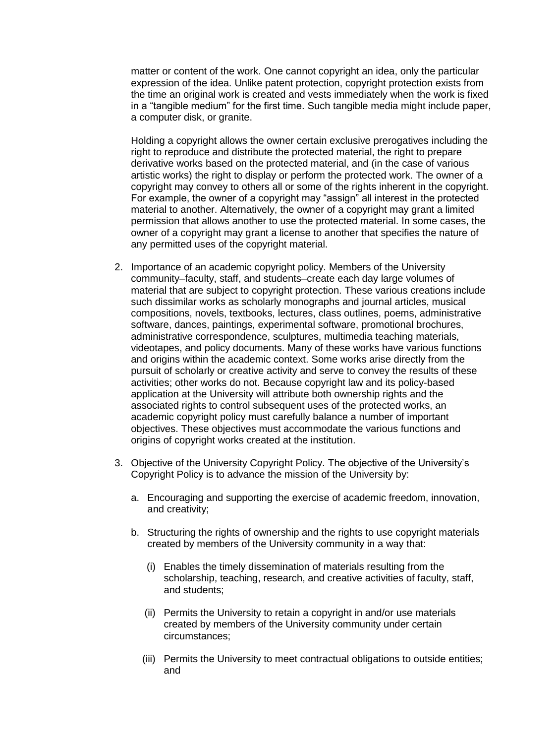matter or content of the work. One cannot copyright an idea, only the particular expression of the idea. Unlike patent protection, copyright protection exists from the time an original work is created and vests immediately when the work is fixed in a "tangible medium" for the first time. Such tangible media might include paper, a computer disk, or granite.

Holding a copyright allows the owner certain exclusive prerogatives including the right to reproduce and distribute the protected material, the right to prepare derivative works based on the protected material, and (in the case of various artistic works) the right to display or perform the protected work. The owner of a copyright may convey to others all or some of the rights inherent in the copyright. For example, the owner of a copyright may "assign" all interest in the protected material to another. Alternatively, the owner of a copyright may grant a limited permission that allows another to use the protected material. In some cases, the owner of a copyright may grant a license to another that specifies the nature of any permitted uses of the copyright material.

2. Importance of an academic copyright policy. Members of the University community–faculty, staff, and students–create each day large volumes of material that are subject to copyright protection. These various creations include such dissimilar works as scholarly monographs and journal articles, musical compositions, novels, textbooks, lectures, class outlines, poems, administrative software, dances, paintings, experimental software, promotional brochures, administrative correspondence, sculptures, multimedia teaching materials, videotapes, and policy documents. Many of these works have various functions and origins within the academic context. Some works arise directly from the pursuit of scholarly or creative activity and serve to convey the results of these activities; other works do not. Because copyright law and its policy-based application at the University will attribute both ownership rights and the associated rights to control subsequent uses of the protected works, an academic copyright policy must carefully balance a number of important objectives. These objectives must accommodate the various functions and origins of copyright works created at the institution.

3. Objective of the University Copyright Policy. The objective of the University's Copyright Policy is to advance the mission of the University by:

   a. Encouraging and supporting the exercise of academic freedom, innovation, and creativity;

   b. Structuring the rights of ownership and the rights to use copyright materials created by members of the University community in a way that:

      (i) Enables the timely dissemination of materials resulting from the scholarship, teaching, research, and creative activities of faculty, staff, and students;

      (ii) Permits the University to retain a copyright in and/or use materials created by members of the University community under certain circumstances;

      (iii) Permits the University to meet contractual obligations to outside entities; and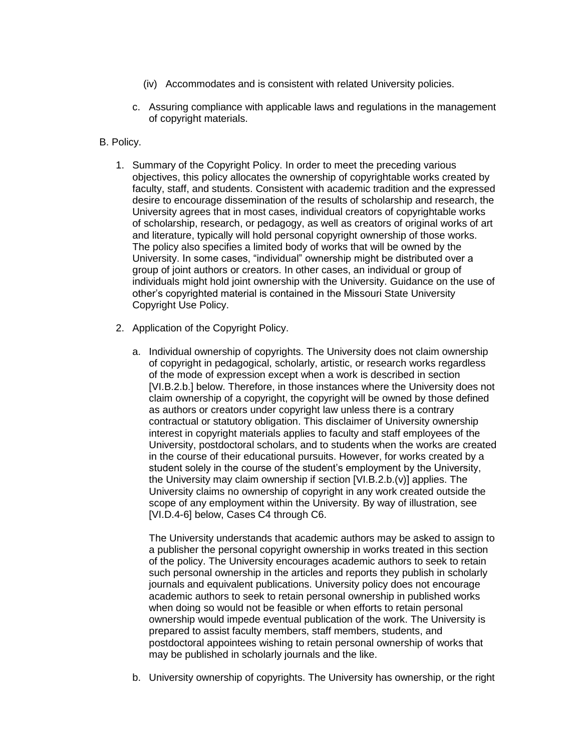(iv) Accommodates and is consistent with related University policies.

c. Assuring compliance with applicable laws and regulations in the management of copyright materials.

B. Policy.

1. Summary of the Copyright Policy. In order to meet the preceding various objectives, this policy allocates the ownership of copyrightable works created by faculty, staff, and students. Consistent with academic tradition and the expressed desire to encourage dissemination of the results of scholarship and research, the University agrees that in most cases, individual creators of copyrightable works of scholarship, research, or pedagogy, as well as creators of original works of art and literature, typically will hold personal copyright ownership of those works. The policy also specifies a limited body of works that will be owned by the University. In some cases, "individual" ownership might be distributed over a group of joint authors or creators. In other cases, an individual or group of individuals might hold joint ownership with the University. Guidance on the use of other's copyrighted material is contained in the Missouri State University Copyright Use Policy.

2. Application of the Copyright Policy.

   a. Individual ownership of copyrights. The University does not claim ownership of copyright in pedagogical, scholarly, artistic, or research works regardless of the mode of expression except when a work is described in section [VI.B.2.b.] below. Therefore, in those instances where the University does not claim ownership of a copyright, the copyright will be owned by those defined as authors or creators under copyright law unless there is a contrary contractual or statutory obligation. This disclaimer of University ownership interest in copyright materials applies to faculty and staff employees of the University, postdoctoral scholars, and to students when the works are created in the course of their educational pursuits. However, for works created by a student solely in the course of the student's employment by the University, the University may claim ownership if section [VI.B.2.b.(v)] applies. The University claims no ownership of copyright in any work created outside the scope of any employment within the University. By way of illustration, see [VI.D.4-6] below, Cases C4 through C6.

      The University understands that academic authors may be asked to assign to a publisher the personal copyright ownership in works treated in this section of the policy. The University encourages academic authors to seek to retain such personal ownership in the articles and reports they publish in scholarly journals and equivalent publications. University policy does not encourage academic authors to seek to retain personal ownership in published works when doing so would not be feasible or when efforts to retain personal ownership would impede eventual publication of the work. The University is prepared to assist faculty members, staff members, students, and postdoctoral appointees wishing to retain personal ownership of works that may be published in scholarly journals and the like.

   b. University ownership of copyrights. The University has ownership, or the right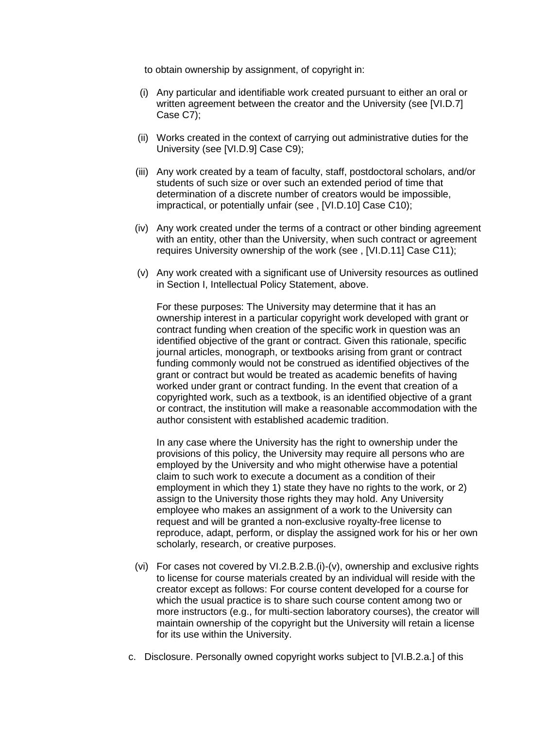to obtain ownership by assignment, of copyright in:

(i) Any particular and identifiable work created pursuant to either an oral or written agreement between the creator and the University (see [VI.D.7] Case C7);

(ii) Works created in the context of carrying out administrative duties for the University (see [VI.D.9] Case C9);

(iii) Any work created by a team of faculty, staff, postdoctoral scholars, and/or students of such size or over such an extended period of time that determination of a discrete number of creators would be impossible, impractical, or potentially unfair (see , [VI.D.10] Case C10);

(iv) Any work created under the terms of a contract or other binding agreement with an entity, other than the University, when such contract or agreement requires University ownership of the work (see , [VI.D.11] Case C11);

(v) Any work created with a significant use of University resources as outlined in Section I, Intellectual Policy Statement, above.

For these purposes: The University may determine that it has an ownership interest in a particular copyright work developed with grant or contract funding when creation of the specific work in question was an identified objective of the grant or contract. Given this rationale, specific journal articles, monograph, or textbooks arising from grant or contract funding commonly would not be construed as identified objectives of the grant or contract but would be treated as academic benefits of having worked under grant or contract funding. In the event that creation of a copyrighted work, such as a textbook, is an identified objective of a grant or contract, the institution will make a reasonable accommodation with the author consistent with established academic tradition.

In any case where the University has the right to ownership under the provisions of this policy, the University may require all persons who are employed by the University and who might otherwise have a potential claim to such work to execute a document as a condition of their employment in which they 1) state they have no rights to the work, or 2) assign to the University those rights they may hold. Any University employee who makes an assignment of a work to the University can request and will be granted a non-exclusive royalty-free license to reproduce, adapt, perform, or display the assigned work for his or her own scholarly, research, or creative purposes.

(vi) For cases not covered by VI.2.B.2.B.(i)-(v), ownership and exclusive rights to license for course materials created by an individual will reside with the creator except as follows: For course content developed for a course for which the usual practice is to share such course content among two or more instructors (e.g., for multi-section laboratory courses), the creator will maintain ownership of the copyright but the University will retain a license for its use within the University.

c. Disclosure. Personally owned copyright works subject to [VI.B.2.a.] of this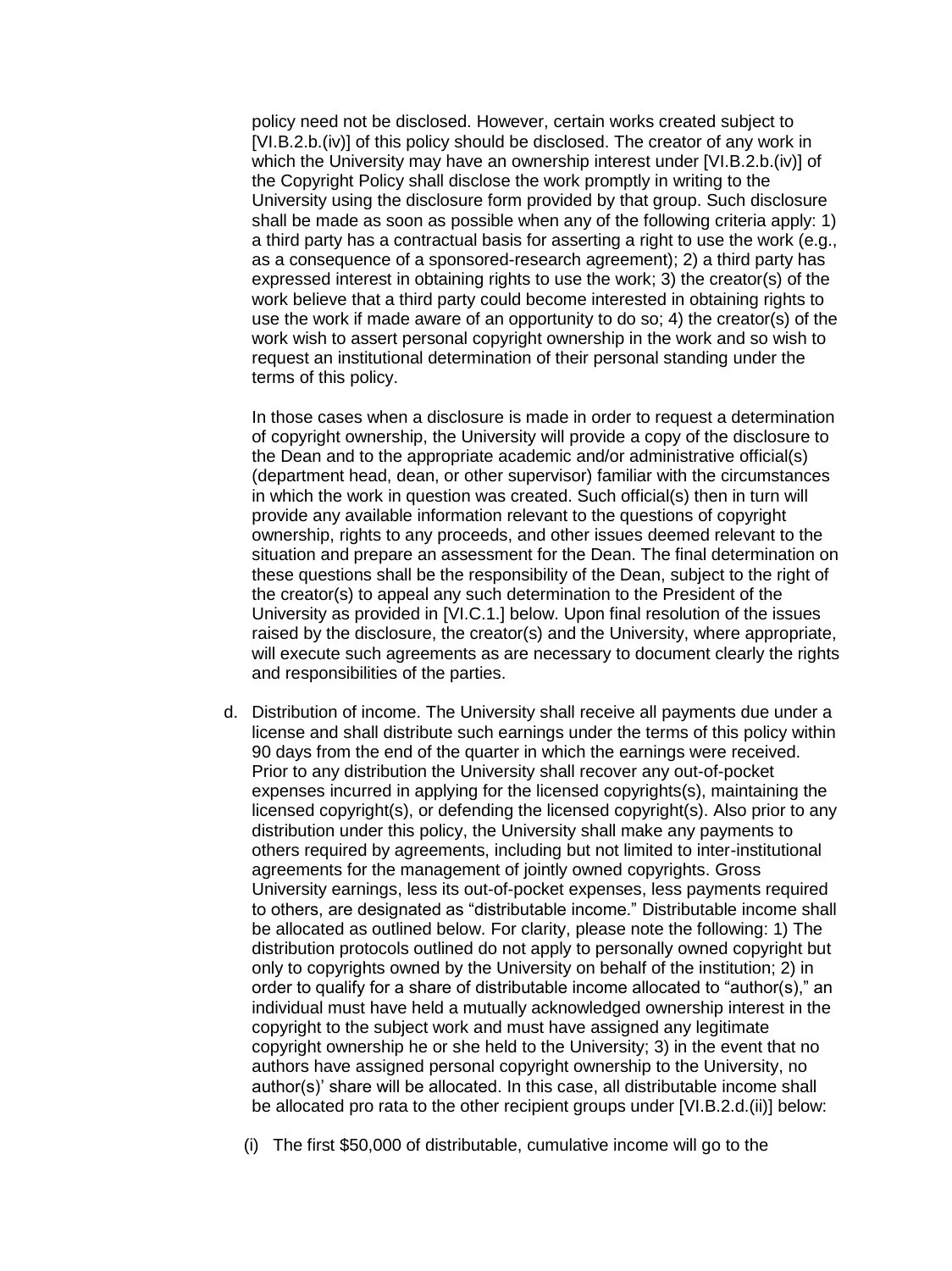policy need not be disclosed. However, certain works created subject to [VI.B.2.b.(iv)] of this policy should be disclosed. The creator of any work in which the University may have an ownership interest under [VI.B.2.b.(iv)] of the Copyright Policy shall disclose the work promptly in writing to the University using the disclosure form provided by that group. Such disclosure shall be made as soon as possible when any of the following criteria apply: 1) a third party has a contractual basis for asserting a right to use the work (e.g., as a consequence of a sponsored-research agreement); 2) a third party has expressed interest in obtaining rights to use the work; 3) the creator(s) of the work believe that a third party could become interested in obtaining rights to use the work if made aware of an opportunity to do so; 4) the creator(s) of the work wish to assert personal copyright ownership in the work and so wish to request an institutional determination of their personal standing under the terms of this policy.

In those cases when a disclosure is made in order to request a determination of copyright ownership, the University will provide a copy of the disclosure to the Dean and to the appropriate academic and/or administrative official(s) (department head, dean, or other supervisor) familiar with the circumstances in which the work in question was created. Such official(s) then in turn will provide any available information relevant to the questions of copyright ownership, rights to any proceeds, and other issues deemed relevant to the situation and prepare an assessment for the Dean. The final determination on these questions shall be the responsibility of the Dean, subject to the right of the creator(s) to appeal any such determination to the President of the University as provided in [VI.C.1.] below. Upon final resolution of the issues raised by the disclosure, the creator(s) and the University, where appropriate, will execute such agreements as are necessary to document clearly the rights and responsibilities of the parties.

d. Distribution of income. The University shall receive all payments due under a license and shall distribute such earnings under the terms of this policy within 90 days from the end of the quarter in which the earnings were received. Prior to any distribution the University shall recover any out-of-pocket expenses incurred in applying for the licensed copyrights(s), maintaining the licensed copyright(s), or defending the licensed copyright(s). Also prior to any distribution under this policy, the University shall make any payments to others required by agreements, including but not limited to inter-institutional agreements for the management of jointly owned copyrights. Gross University earnings, less its out-of-pocket expenses, less payments required to others, are designated as "distributable income." Distributable income shall be allocated as outlined below. For clarity, please note the following: 1) The distribution protocols outlined do not apply to personally owned copyright but only to copyrights owned by the University on behalf of the institution; 2) in order to qualify for a share of distributable income allocated to "author(s)," an individual must have held a mutually acknowledged ownership interest in the copyright to the subject work and must have assigned any legitimate copyright ownership he or she held to the University; 3) in the event that no authors have assigned personal copyright ownership to the University, no author(s)' share will be allocated. In this case, all distributable income shall be allocated pro rata to the other recipient groups under [VI.B.2.d.(ii)] below:

   (i) The first $50,000 of distributable, cumulative income will go to the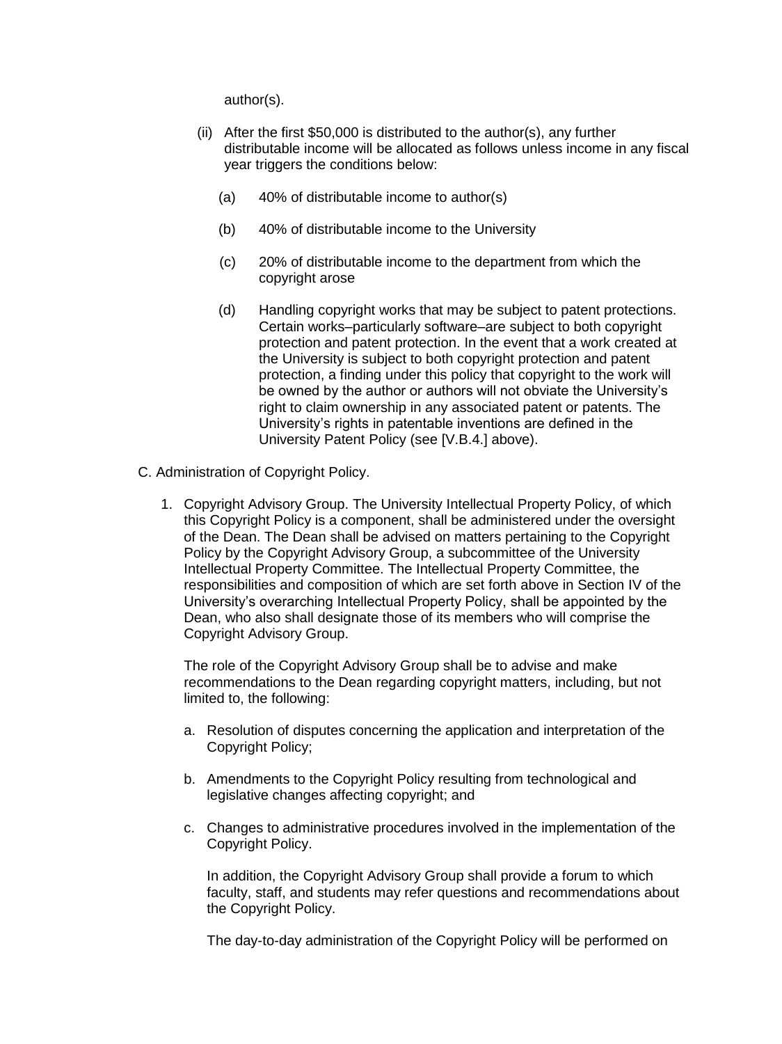author(s).

(ii) After the first $50,000 is distributed to the author(s), any further distributable income will be allocated as follows unless income in any fiscal year triggers the conditions below:

(a) 40% of distributable income to author(s)

(b) 40% of distributable income to the University

(c) 20% of distributable income to the department from which the copyright arose

(d) Handling copyright works that may be subject to patent protections. Certain works–particularly software–are subject to both copyright protection and patent protection. In the event that a work created at the University is subject to both copyright protection and patent protection, a finding under this policy that copyright to the work will be owned by the author or authors will not obviate the University's right to claim ownership in any associated patent or patents. The University's rights in patentable inventions are defined in the University Patent Policy (see [V.B.4.] above).

C. Administration of Copyright Policy.

1. Copyright Advisory Group. The University Intellectual Property Policy, of which this Copyright Policy is a component, shall be administered under the oversight of the Dean. The Dean shall be advised on matters pertaining to the Copyright Policy by the Copyright Advisory Group, a subcommittee of the University Intellectual Property Committee. The Intellectual Property Committee, the responsibilities and composition of which are set forth above in Section IV of the University's overarching Intellectual Property Policy, shall be appointed by the Dean, who also shall designate those of its members who will comprise the Copyright Advisory Group.

   The role of the Copyright Advisory Group shall be to advise and make recommendations to the Dean regarding copyright matters, including, but not limited to, the following:

   a. Resolution of disputes concerning the application and interpretation of the Copyright Policy;

   b. Amendments to the Copyright Policy resulting from technological and legislative changes affecting copyright; and

   c. Changes to administrative procedures involved in the implementation of the Copyright Policy.

      In addition, the Copyright Advisory Group shall provide a forum to which faculty, staff, and students may refer questions and recommendations about the Copyright Policy.

      The day-to-day administration of the Copyright Policy will be performed on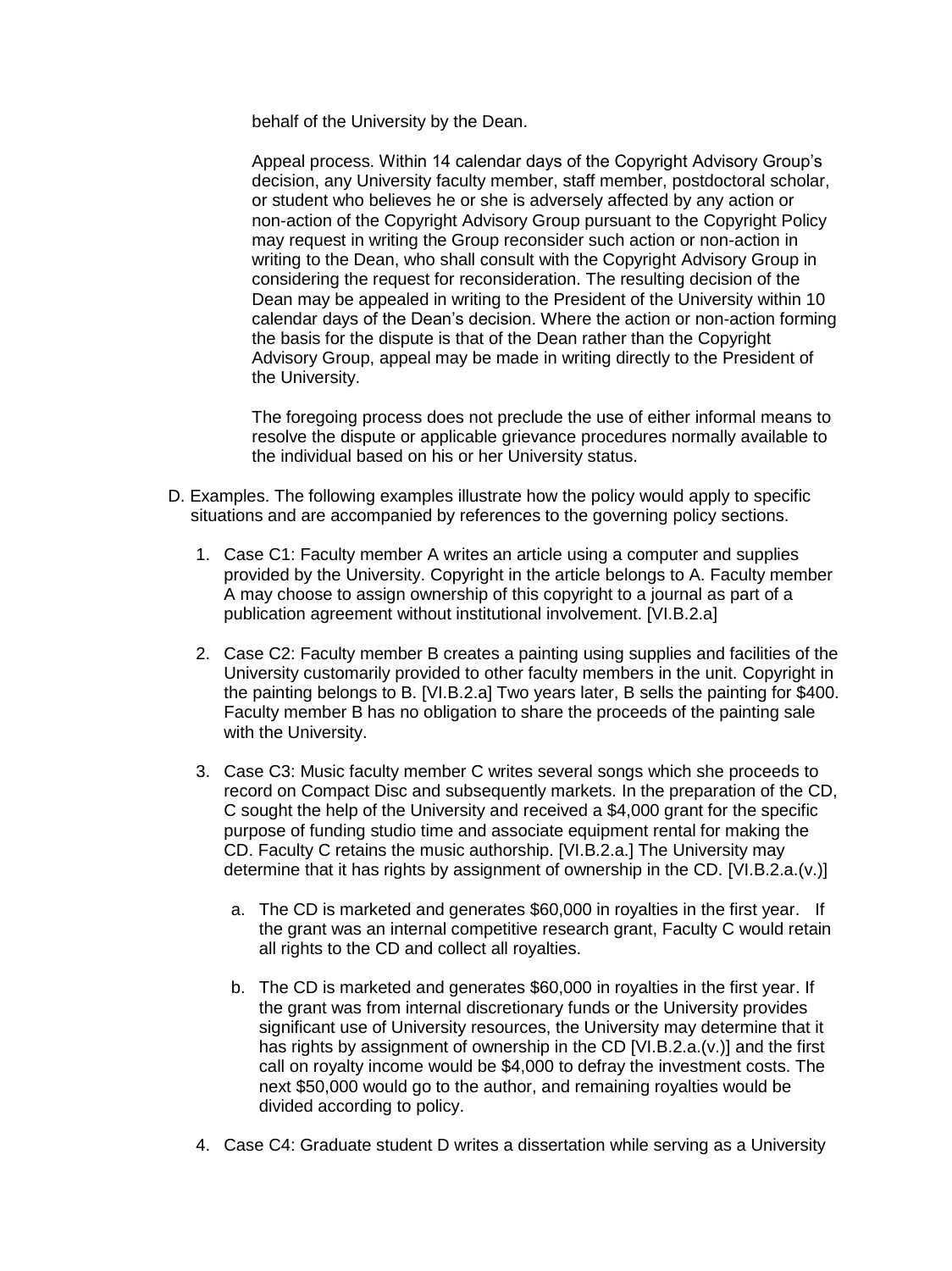behalf of the University by the Dean.

Appeal process. Within 14 calendar days of the Copyright Advisory Group's decision, any University faculty member, staff member, postdoctoral scholar, or student who believes he or she is adversely affected by any action or non-action of the Copyright Advisory Group pursuant to the Copyright Policy may request in writing the Group reconsider such action or non-action in writing to the Dean, who shall consult with the Copyright Advisory Group in considering the request for reconsideration. The resulting decision of the Dean may be appealed in writing to the President of the University within 10 calendar days of the Dean's decision. Where the action or non-action forming the basis for the dispute is that of the Dean rather than the Copyright Advisory Group, appeal may be made in writing directly to the President of the University.

The foregoing process does not preclude the use of either informal means to resolve the dispute or applicable grievance procedures normally available to the individual based on his or her University status.

D. Examples. The following examples illustrate how the policy would apply to specific situations and are accompanied by references to the governing policy sections.

1. Case C1: Faculty member A writes an article using a computer and supplies provided by the University. Copyright in the article belongs to A. Faculty member A may choose to assign ownership of this copyright to a journal as part of a publication agreement without institutional involvement. [VI.B.2.a]

2. Case C2: Faculty member B creates a painting using supplies and facilities of the University customarily provided to other faculty members in the unit. Copyright in the painting belongs to B. [VI.B.2.a] Two years later, B sells the painting for $400. Faculty member B has no obligation to share the proceeds of the painting sale with the University.

3. Case C3: Music faculty member C writes several songs which she proceeds to record on Compact Disc and subsequently markets. In the preparation of the CD, C sought the help of the University and received a $4,000 grant for the specific purpose of funding studio time and associate equipment rental for making the CD. Faculty C retains the music authorship. [VI.B.2.a.] The University may determine that it has rights by assignment of ownership in the CD. [VI.B.2.a.(v.)]

   a. The CD is marketed and generates $60,000 in royalties in the first year. If the grant was an internal competitive research grant, Faculty C would retain all rights to the CD and collect all royalties.

   b. The CD is marketed and generates $60,000 in royalties in the first year. If the grant was from internal discretionary funds or the University provides significant use of University resources, the University may determine that it has rights by assignment of ownership in the CD [VI.B.2.a.(v.)] and the first call on royalty income would be $4,000 to defray the investment costs. The next $50,000 would go to the author, and remaining royalties would be divided according to policy.

4. Case C4: Graduate student D writes a dissertation while serving as a University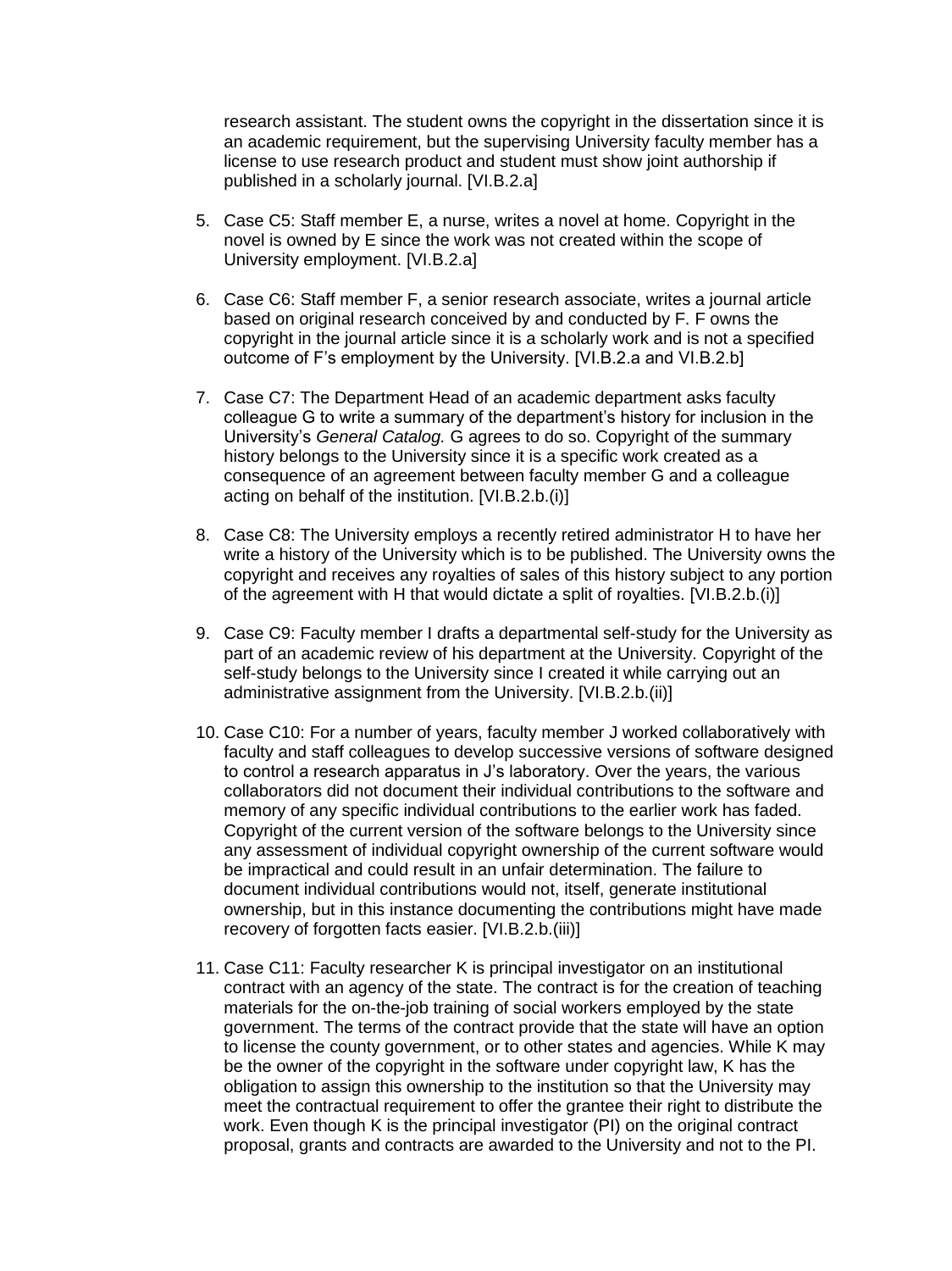research assistant. The student owns the copyright in the dissertation since it is an academic requirement, but the supervising University faculty member has a license to use research product and student must show joint authorship if published in a scholarly journal. [VI.B.2.a]

5. Case C5: Staff member E, a nurse, writes a novel at home. Copyright in the novel is owned by E since the work was not created within the scope of University employment. [VI.B.2.a]

6. Case C6: Staff member F, a senior research associate, writes a journal article based on original research conceived by and conducted by F. F owns the copyright in the journal article since it is a scholarly work and is not a specified outcome of F's employment by the University. [VI.B.2.a and VI.B.2.b]

7. Case C7: The Department Head of an academic department asks faculty colleague G to write a summary of the department's history for inclusion in the University's *General Catalog.* G agrees to do so. Copyright of the summary history belongs to the University since it is a specific work created as a consequence of an agreement between faculty member G and a colleague acting on behalf of the institution. [VI.B.2.b.(i)]

8. Case C8: The University employs a recently retired administrator H to have her write a history of the University which is to be published. The University owns the copyright and receives any royalties of sales of this history subject to any portion of the agreement with H that would dictate a split of royalties. [VI.B.2.b.(i)]

9. Case C9: Faculty member I drafts a departmental self-study for the University as part of an academic review of his department at the University. Copyright of the self-study belongs to the University since I created it while carrying out an administrative assignment from the University. [VI.B.2.b.(ii)]

10. Case C10: For a number of years, faculty member J worked collaboratively with faculty and staff colleagues to develop successive versions of software designed to control a research apparatus in J's laboratory. Over the years, the various collaborators did not document their individual contributions to the software and memory of any specific individual contributions to the earlier work has faded. Copyright of the current version of the software belongs to the University since any assessment of individual copyright ownership of the current software would be impractical and could result in an unfair determination. The failure to document individual contributions would not, itself, generate institutional ownership, but in this instance documenting the contributions might have made recovery of forgotten facts easier. [VI.B.2.b.(iii)]

11. Case C11: Faculty researcher K is principal investigator on an institutional contract with an agency of the state. The contract is for the creation of teaching materials for the on-the-job training of social workers employed by the state government. The terms of the contract provide that the state will have an option to license the county government, or to other states and agencies. While K may be the owner of the copyright in the software under copyright law, K has the obligation to assign this ownership to the institution so that the University may meet the contractual requirement to offer the grantee their right to distribute the work. Even though K is the principal investigator (PI) on the original contract proposal, grants and contracts are awarded to the University and not to the PI.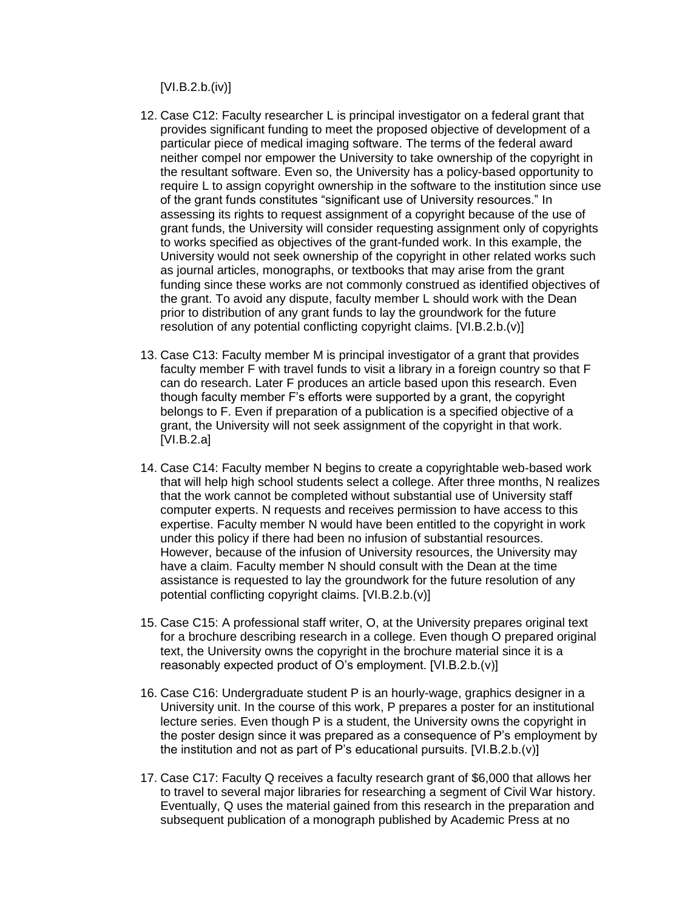[VI.B.2.b.(iv)]

12. Case C12: Faculty researcher L is principal investigator on a federal grant that provides significant funding to meet the proposed objective of development of a particular piece of medical imaging software. The terms of the federal award neither compel nor empower the University to take ownership of the copyright in the resultant software. Even so, the University has a policy-based opportunity to require L to assign copyright ownership in the software to the institution since use of the grant funds constitutes "significant use of University resources." In assessing its rights to request assignment of a copyright because of the use of grant funds, the University will consider requesting assignment only of copyrights to works specified as objectives of the grant-funded work. In this example, the University would not seek ownership of the copyright in other related works such as journal articles, monographs, or textbooks that may arise from the grant funding since these works are not commonly construed as identified objectives of the grant. To avoid any dispute, faculty member L should work with the Dean prior to distribution of any grant funds to lay the groundwork for the future resolution of any potential conflicting copyright claims. [VI.B.2.b.(v)]

13. Case C13: Faculty member M is principal investigator of a grant that provides faculty member F with travel funds to visit a library in a foreign country so that F can do research. Later F produces an article based upon this research. Even though faculty member F's efforts were supported by a grant, the copyright belongs to F. Even if preparation of a publication is a specified objective of a grant, the University will not seek assignment of the copyright in that work. [VI.B.2.a]

14. Case C14: Faculty member N begins to create a copyrightable web-based work that will help high school students select a college. After three months, N realizes that the work cannot be completed without substantial use of University staff computer experts. N requests and receives permission to have access to this expertise. Faculty member N would have been entitled to the copyright in work under this policy if there had been no infusion of substantial resources. However, because of the infusion of University resources, the University may have a claim. Faculty member N should consult with the Dean at the time assistance is requested to lay the groundwork for the future resolution of any potential conflicting copyright claims. [VI.B.2.b.(v)]

15. Case C15: A professional staff writer, O, at the University prepares original text for a brochure describing research in a college. Even though O prepared original text, the University owns the copyright in the brochure material since it is a reasonably expected product of O's employment. [VI.B.2.b.(v)]

16. Case C16: Undergraduate student P is an hourly-wage, graphics designer in a University unit. In the course of this work, P prepares a poster for an institutional lecture series. Even though P is a student, the University owns the copyright in the poster design since it was prepared as a consequence of P's employment by the institution and not as part of P's educational pursuits. [VI.B.2.b.(v)]

17. Case C17: Faculty Q receives a faculty research grant of $6,000 that allows her to travel to several major libraries for researching a segment of Civil War history. Eventually, Q uses the material gained from this research in the preparation and subsequent publication of a monograph published by Academic Press at no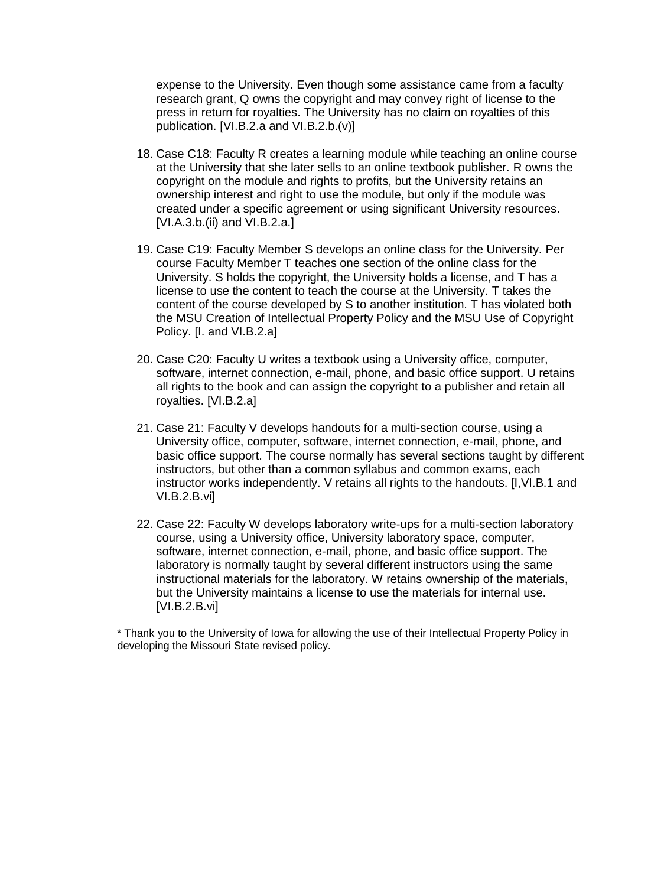expense to the University. Even though some assistance came from a faculty research grant, Q owns the copyright and may convey right of license to the press in return for royalties. The University has no claim on royalties of this publication. [VI.B.2.a and VI.B.2.b.(v)]

18. Case C18: Faculty R creates a learning module while teaching an online course at the University that she later sells to an online textbook publisher. R owns the copyright on the module and rights to profits, but the University retains an ownership interest and right to use the module, but only if the module was created under a specific agreement or using significant University resources. [VI.A.3.b.(ii) and VI.B.2.a.]

19. Case C19: Faculty Member S develops an online class for the University. Per course Faculty Member T teaches one section of the online class for the University. S holds the copyright, the University holds a license, and T has a license to use the content to teach the course at the University. T takes the content of the course developed by S to another institution. T has violated both the MSU Creation of Intellectual Property Policy and the MSU Use of Copyright Policy. [I. and VI.B.2.a]

20. Case C20: Faculty U writes a textbook using a University office, computer, software, internet connection, e-mail, phone, and basic office support. U retains all rights to the book and can assign the copyright to a publisher and retain all royalties. [VI.B.2.a]

21. Case 21: Faculty V develops handouts for a multi-section course, using a University office, computer, software, internet connection, e-mail, phone, and basic office support. The course normally has several sections taught by different instructors, but other than a common syllabus and common exams, each instructor works independently. V retains all rights to the handouts. [I,VI.B.1 and VI.B.2.B.vi]

22. Case 22: Faculty W develops laboratory write-ups for a multi-section laboratory course, using a University office, University laboratory space, computer, software, internet connection, e-mail, phone, and basic office support. The laboratory is normally taught by several different instructors using the same instructional materials for the laboratory. W retains ownership of the materials, but the University maintains a license to use the materials for internal use. [VI.B.2.B.vi]

* Thank you to the University of Iowa for allowing the use of their Intellectual Property Policy in developing the Missouri State revised policy.